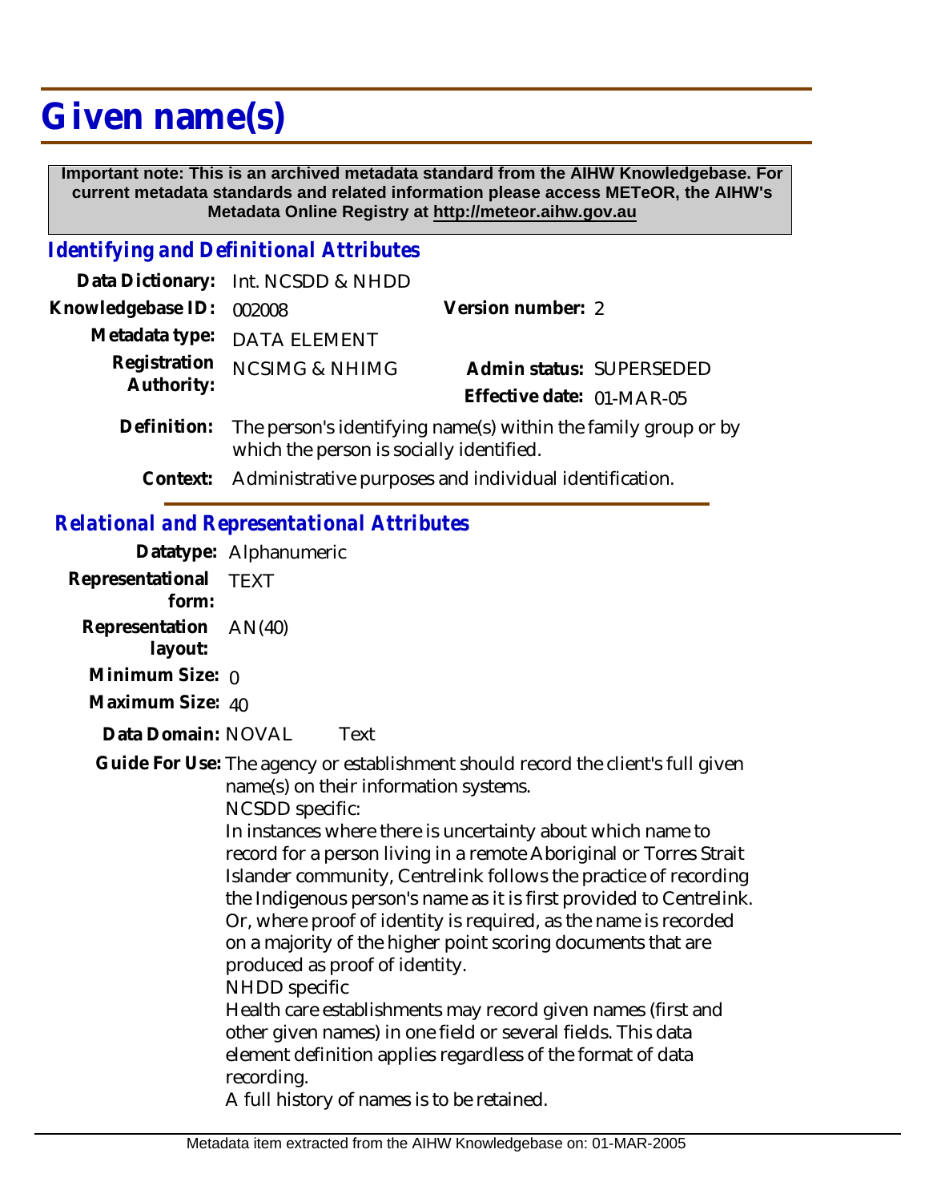# Given name(s)

**Important note: This is an archived metadata standard from the AIHW Knowledgebase. For current metadata standards and related information please access METeOR, the AIHW's Metadata Online Registry at http://meteor.aihw.gov.au**

## *Identifying and Definitional Attributes*

**Data Dictionary:** Int. NCSDD & NHDD

**Knowledgebase ID:** 002008

**Version number:** 2

**Metadata type:** DATA ELEMENT

**Registration Authority:** NCSIMG & NHIMG

**Admin status:** SUPERSEDED

**Effective date:** 01-MAR-05

**Definition:** The person's identifying name(s) within the family group or by which the person is socially identified.

**Context:** Administrative purposes and individual identification.

## *Relational and Representational Attributes*

**Datatype:** Alphanumeric

**Representational form:** TEXT

**Representation layout:** AN(40)

**Minimum Size:** 0

**Maximum Size:** 40

**Data Domain:** NOVAL Text

**Guide For Use:** The agency or establishment should record the client's full given name(s) on their information systems.

NCSDD specific:

In instances where there is uncertainty about which name to record for a person living in a remote Aboriginal or Torres Strait Islander community, Centrelink follows the practice of recording the Indigenous person's name as it is first provided to Centrelink. Or, where proof of identity is required, as the name is recorded on a majority of the higher point scoring documents that are produced as proof of identity.

NHDD specific

Health care establishments may record given names (first and other given names) in one field or several fields. This data element definition applies regardless of the format of data recording.

A full history of names is to be retained.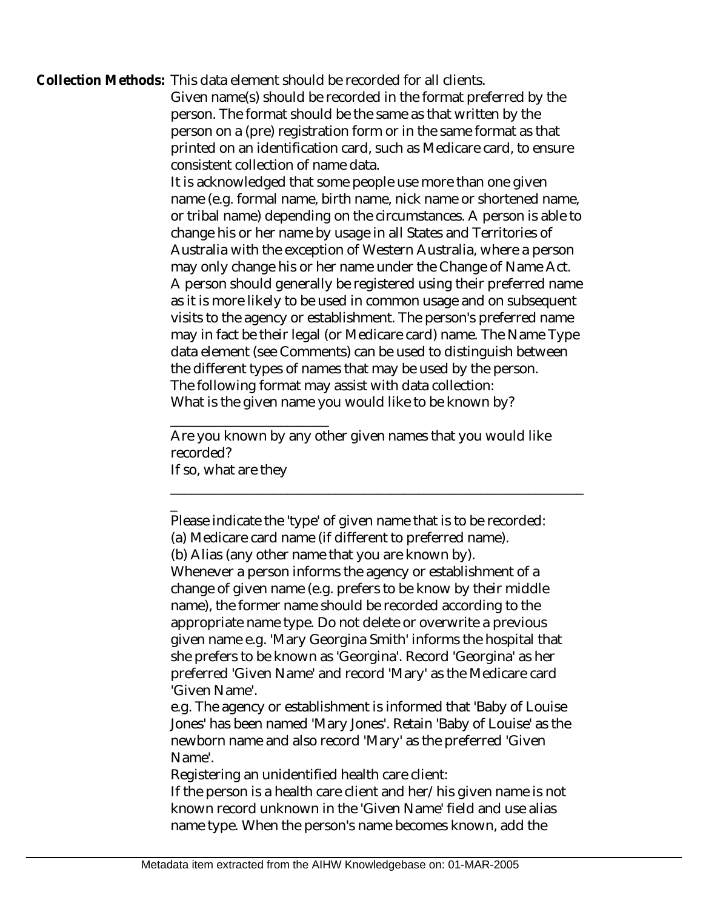**Collection Methods:** This data element should be recorded for all clients.

Given name(s) should be recorded in the format preferred by the person. The format should be the same as that written by the person on a (pre) registration form or in the same format as that printed on an identification card, such as Medicare card, to ensure consistent collection of name data.

It is acknowledged that some people use more than one given name (e.g. formal name, birth name, nick name or shortened name, or tribal name) depending on the circumstances. A person is able to change his or her name by usage in all States and Territories of Australia with the exception of Western Australia, where a person may only change his or her name under the Change of Name Act.

A person should generally be registered using their preferred name as it is more likely to be used in common usage and on subsequent visits to the agency or establishment. The person's preferred name may in fact be their legal (or Medicare card) name. The Name Type data element (see Comments) can be used to distinguish between the different types of names that may be used by the person.

The following format may assist with data collection:

What is the given name you would like to be known by?

________________________

Are you known by any other given names that you would like recorded?

If so, what are they

_______________________________________________________________

Please indicate the 'type' of given name that is to be recorded:

(a) Medicare card name (if different to preferred name).

(b) Alias (any other name that you are known by).

Whenever a person informs the agency or establishment of a change of given name (e.g. prefers to be know by their middle name), the former name should be recorded according to the appropriate name type. Do not delete or overwrite a previous given name e.g. 'Mary Georgina Smith' informs the hospital that she prefers to be known as 'Georgina'. Record 'Georgina' as her preferred 'Given Name' and record 'Mary' as the Medicare card 'Given Name'.

e.g. The agency or establishment is informed that 'Baby of Louise Jones' has been named 'Mary Jones'. Retain 'Baby of Louise' as the newborn name and also record 'Mary' as the preferred 'Given Name'.

Registering an unidentified health care client:

If the person is a health care client and her/his given name is not known record unknown in the 'Given Name' field and use alias name type. When the person's name becomes known, add the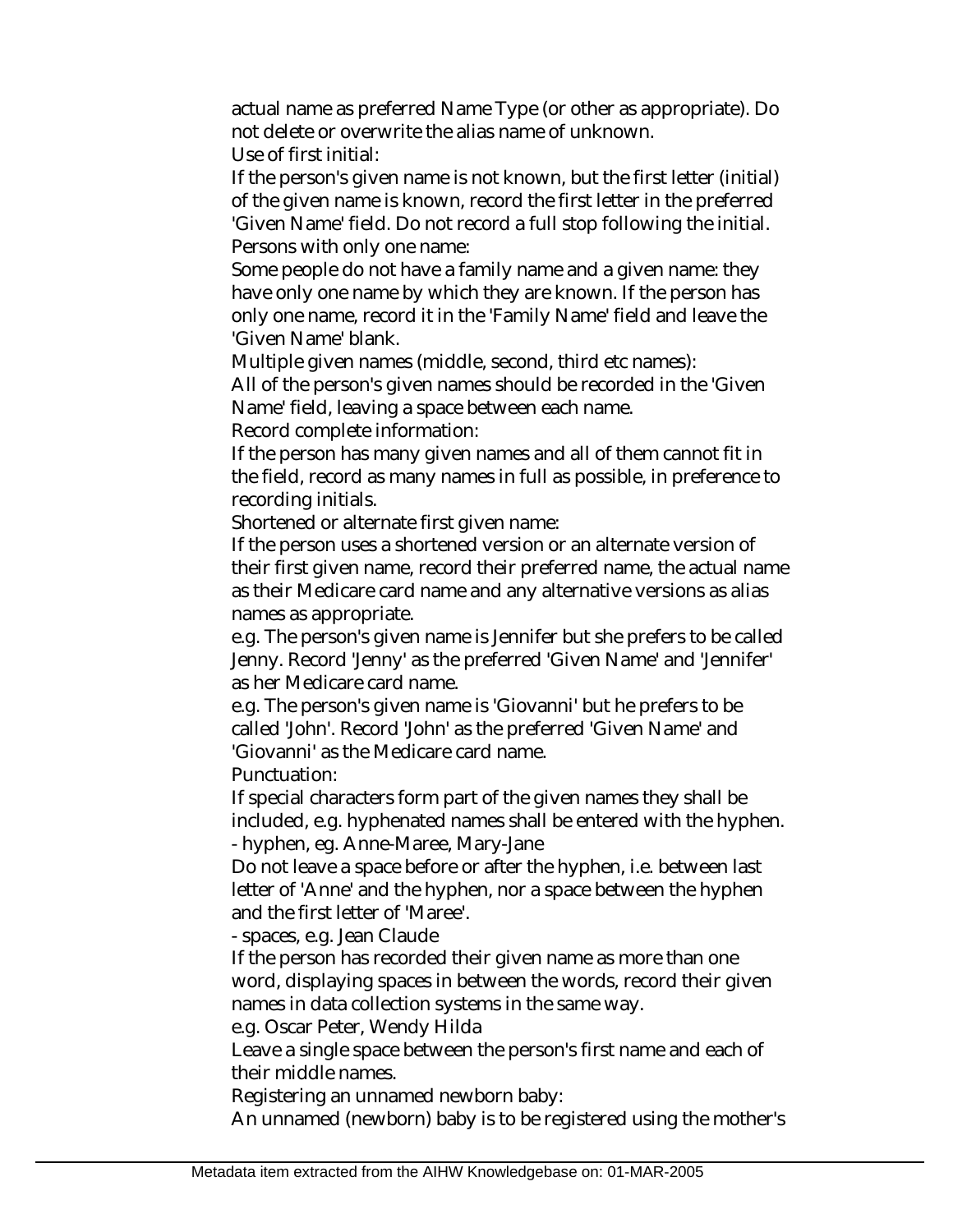actual name as preferred Name Type (or other as appropriate). Do not delete or overwrite the alias name of unknown.

Use of first initial:

If the person's given name is not known, but the first letter (initial) of the given name is known, record the first letter in the preferred 'Given Name' field. Do not record a full stop following the initial.

Persons with only one name:

Some people do not have a family name and a given name: they have only one name by which they are known. If the person has only one name, record it in the 'Family Name' field and leave the 'Given Name' blank.

Multiple given names (middle, second, third etc names):

All of the person's given names should be recorded in the 'Given Name' field, leaving a space between each name.

Record complete information:

If the person has many given names and all of them cannot fit in the field, record as many names in full as possible, in preference to recording initials.

Shortened or alternate first given name:

If the person uses a shortened version or an alternate version of their first given name, record their preferred name, the actual name as their Medicare card name and any alternative versions as alias names as appropriate.

e.g. The person's given name is Jennifer but she prefers to be called Jenny. Record 'Jenny' as the preferred 'Given Name' and 'Jennifer' as her Medicare card name.

e.g. The person's given name is 'Giovanni' but he prefers to be called 'John'. Record 'John' as the preferred 'Given Name' and 'Giovanni' as the Medicare card name.

Punctuation:

If special characters form part of the given names they shall be included, e.g. hyphenated names shall be entered with the hyphen.

- hyphen, eg. Anne-Maree, Mary-Jane

Do not leave a space before or after the hyphen, i.e. between last letter of 'Anne' and the hyphen, nor a space between the hyphen and the first letter of 'Maree'.

- spaces, e.g. Jean Claude

If the person has recorded their given name as more than one word, displaying spaces in between the words, record their given names in data collection systems in the same way.

e.g. Oscar Peter, Wendy Hilda

Leave a single space between the person's first name and each of their middle names.

Registering an unnamed newborn baby:

An unnamed (newborn) baby is to be registered using the mother's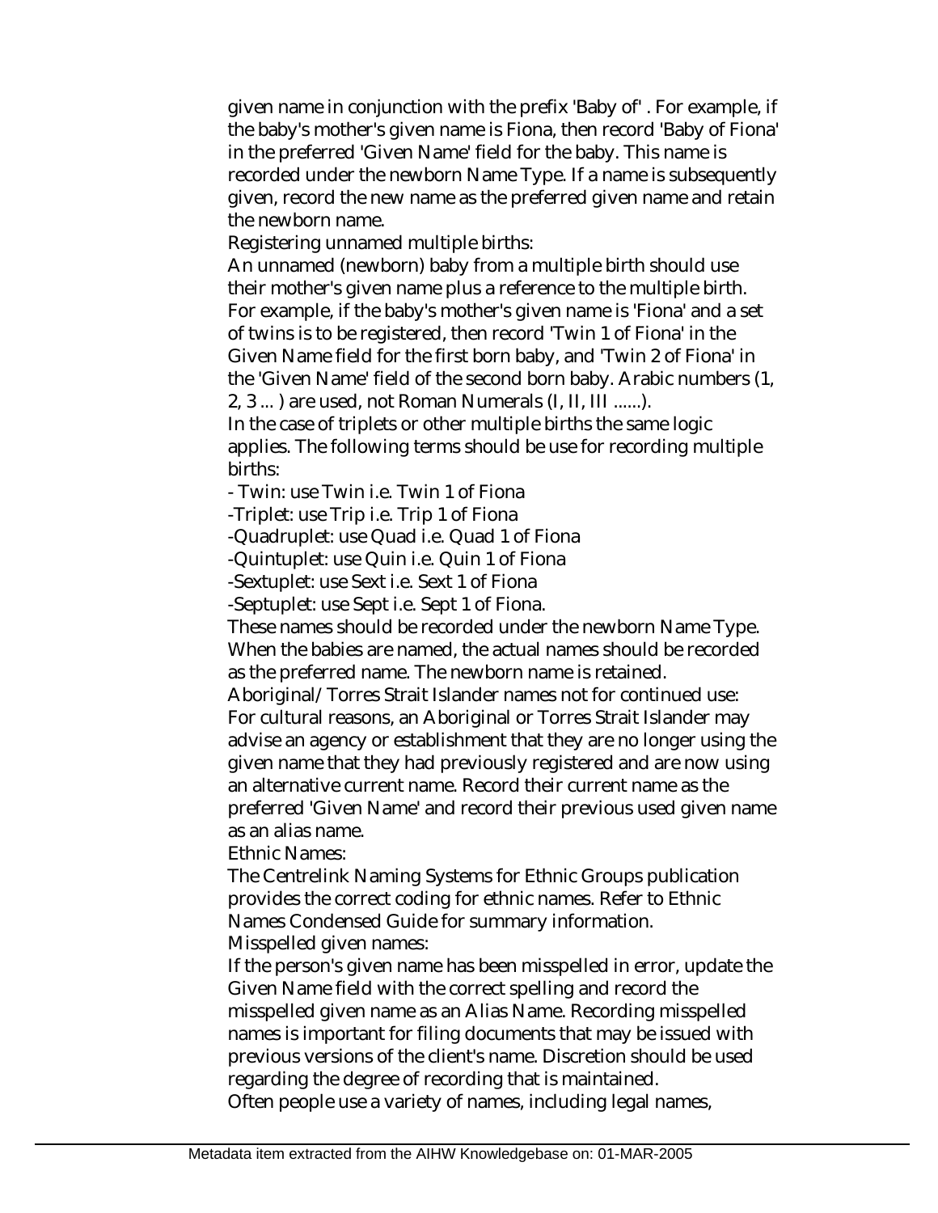given name in conjunction with the prefix 'Baby of' . For example, if the baby's mother's given name is Fiona, then record 'Baby of Fiona' in the preferred 'Given Name' field for the baby. This name is recorded under the newborn Name Type. If a name is subsequently given, record the new name as the preferred given name and retain the newborn name.

Registering unnamed multiple births:

An unnamed (newborn) baby from a multiple birth should use their mother's given name plus a reference to the multiple birth. For example, if the baby's mother's given name is 'Fiona' and a set of twins is to be registered, then record 'Twin 1 of Fiona' in the Given Name field for the first born baby, and 'Twin 2 of Fiona' in the 'Given Name' field of the second born baby. Arabic numbers (1, 2, 3 ... ) are used, not Roman Numerals (I, II, III ......).

In the case of triplets or other multiple births the same logic applies. The following terms should be use for recording multiple births:

- Twin: use Twin i.e. Twin 1 of Fiona
- Triplet: use Trip i.e. Trip 1 of Fiona
- Quadruplet: use Quad i.e. Quad 1 of Fiona
- Quintuplet: use Quin i.e. Quin 1 of Fiona
- Sextuplet: use Sext i.e. Sext 1 of Fiona
- Septuplet: use Sept i.e. Sept 1 of Fiona.

These names should be recorded under the newborn Name Type. When the babies are named, the actual names should be recorded as the preferred name. The newborn name is retained.

Aboriginal/Torres Strait Islander names not for continued use:

For cultural reasons, an Aboriginal or Torres Strait Islander may advise an agency or establishment that they are no longer using the given name that they had previously registered and are now using an alternative current name. Record their current name as the preferred 'Given Name' and record their previous used given name as an alias name.

Ethnic Names:

The Centrelink Naming Systems for Ethnic Groups publication provides the correct coding for ethnic names. Refer to Ethnic Names Condensed Guide for summary information.

Misspelled given names:

If the person's given name has been misspelled in error, update the Given Name field with the correct spelling and record the misspelled given name as an Alias Name. Recording misspelled names is important for filing documents that may be issued with previous versions of the client's name. Discretion should be used regarding the degree of recording that is maintained.

Often people use a variety of names, including legal names,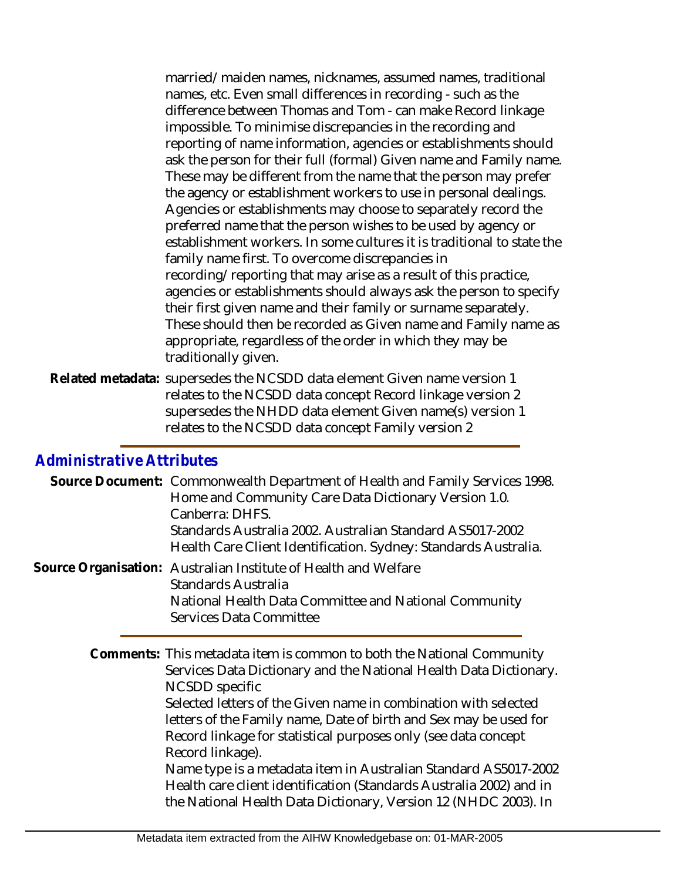married/maiden names, nicknames, assumed names, traditional names, etc. Even small differences in recording - such as the difference between Thomas and Tom - can make Record linkage impossible. To minimise discrepancies in the recording and reporting of name information, agencies or establishments should ask the person for their full (formal) Given name and Family name. These may be different from the name that the person may prefer the agency or establishment workers to use in personal dealings. Agencies or establishments may choose to separately record the preferred name that the person wishes to be used by agency or establishment workers. In some cultures it is traditional to state the family name first. To overcome discrepancies in recording/reporting that may arise as a result of this practice, agencies or establishments should always ask the person to specify their first given name and their family or surname separately. These should then be recorded as Given name and Family name as appropriate, regardless of the order in which they may be traditionally given.

**Related metadata:** supersedes the NCSDD data element Given name version 1
relates to the NCSDD data concept Record linkage version 2
supersedes the NHDD data element Given name(s) version 1
relates to the NCSDD data concept Family version 2

## *Administrative Attributes*

**Source Document:** Commonwealth Department of Health and Family Services 1998. Home and Community Care Data Dictionary Version 1.0. Canberra: DHFS.
Standards Australia 2002. Australian Standard AS5017-2002 Health Care Client Identification. Sydney: Standards Australia.

**Source Organisation:** Australian Institute of Health and Welfare
Standards Australia
National Health Data Committee and National Community Services Data Committee

**Comments:** This metadata item is common to both the National Community Services Data Dictionary and the National Health Data Dictionary.
NCSDD specific
Selected letters of the Given name in combination with selected letters of the Family name, Date of birth and Sex may be used for Record linkage for statistical purposes only (see data concept Record linkage).
Name type is a metadata item in Australian Standard AS5017-2002 Health care client identification (Standards Australia 2002) and in the National Health Data Dictionary, Version 12 (NHDC 2003). In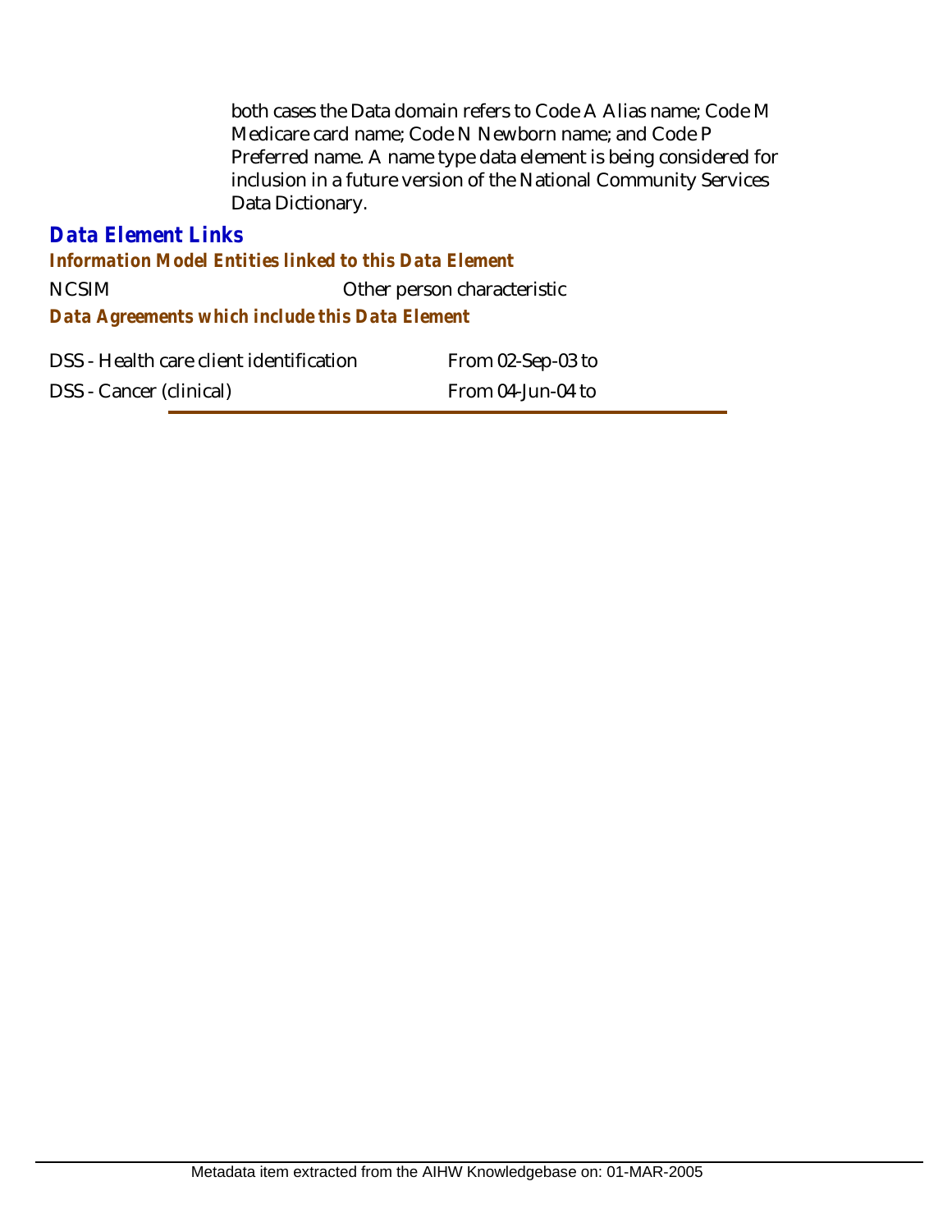both cases the Data domain refers to Code A Alias name; Code M Medicare card name; Code N Newborn name; and Code P Preferred name. A name type data element is being considered for inclusion in a future version of the National Community Services Data Dictionary.

## Data Element Links

### Information Model Entities linked to this Data Element

| | |
|---|---|
| NCSIM | Other person characteristic |

### Data Agreements which include this Data Element

| | |
|---|---|
| DSS - Health care client identification | From 02-Sep-03 to |
| DSS - Cancer (clinical) | From 04-Jun-04 to |